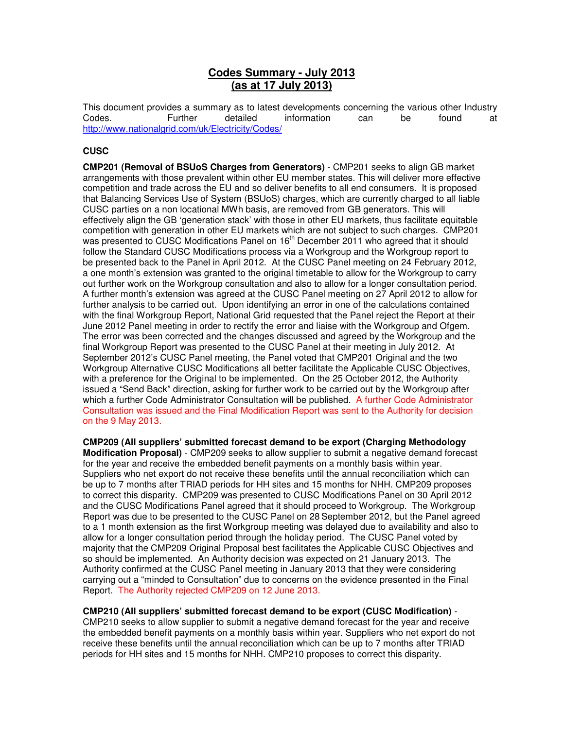# Codes Summary - July 2013
# (as at 17 July 2013)

This document provides a summary as to latest developments concerning the various other Industry Codes. Further detailed information can be found at http://www.nationalgrid.com/uk/Electricity/Codes/

## CUSC

**CMP201 (Removal of BSUoS Charges from Generators)** - CMP201 seeks to align GB market arrangements with those prevalent within other EU member states. This will deliver more effective competition and trade across the EU and so deliver benefits to all end consumers. It is proposed that Balancing Services Use of System (BSUoS) charges, which are currently charged to all liable CUSC parties on a non locational MWh basis, are removed from GB generators. This will effectively align the GB 'generation stack' with those in other EU markets, thus facilitate equitable competition with generation in other EU markets which are not subject to such charges. CMP201 was presented to CUSC Modifications Panel on 16th December 2011 who agreed that it should follow the Standard CUSC Modifications process via a Workgroup and the Workgroup report to be presented back to the Panel in April 2012. At the CUSC Panel meeting on 24 February 2012, a one month's extension was granted to the original timetable to allow for the Workgroup to carry out further work on the Workgroup consultation and also to allow for a longer consultation period. A further month's extension was agreed at the CUSC Panel meeting on 27 April 2012 to allow for further analysis to be carried out. Upon identifying an error in one of the calculations contained with the final Workgroup Report, National Grid requested that the Panel reject the Report at their June 2012 Panel meeting in order to rectify the error and liaise with the Workgroup and Ofgem. The error was been corrected and the changes discussed and agreed by the Workgroup and the final Workgroup Report was presented to the CUSC Panel at their meeting in July 2012. At September 2012's CUSC Panel meeting, the Panel voted that CMP201 Original and the two Workgroup Alternative CUSC Modifications all better facilitate the Applicable CUSC Objectives, with a preference for the Original to be implemented. On the 25 October 2012, the Authority issued a "Send Back" direction, asking for further work to be carried out by the Workgroup after which a further Code Administrator Consultation will be published. A further Code Administrator Consultation was issued and the Final Modification Report was sent to the Authority for decision on the 9 May 2013.

**CMP209 (All suppliers' submitted forecast demand to be export (Charging Methodology Modification Proposal)** - CMP209 seeks to allow supplier to submit a negative demand forecast for the year and receive the embedded benefit payments on a monthly basis within year. Suppliers who net export do not receive these benefits until the annual reconciliation which can be up to 7 months after TRIAD periods for HH sites and 15 months for NHH. CMP209 proposes to correct this disparity. CMP209 was presented to CUSC Modifications Panel on 30 April 2012 and the CUSC Modifications Panel agreed that it should proceed to Workgroup. The Workgroup Report was due to be presented to the CUSC Panel on 28 September 2012, but the Panel agreed to a 1 month extension as the first Workgroup meeting was delayed due to availability and also to allow for a longer consultation period through the holiday period. The CUSC Panel voted by majority that the CMP209 Original Proposal best facilitates the Applicable CUSC Objectives and so should be implemented. An Authority decision was expected on 21 January 2013. The Authority confirmed at the CUSC Panel meeting in January 2013 that they were considering carrying out a "minded to Consultation" due to concerns on the evidence presented in the Final Report. The Authority rejected CMP209 on 12 June 2013.

**CMP210 (All suppliers' submitted forecast demand to be export (CUSC Modification)** - CMP210 seeks to allow supplier to submit a negative demand forecast for the year and receive the embedded benefit payments on a monthly basis within year. Suppliers who net export do not receive these benefits until the annual reconciliation which can be up to 7 months after TRIAD periods for HH sites and 15 months for NHH. CMP210 proposes to correct this disparity.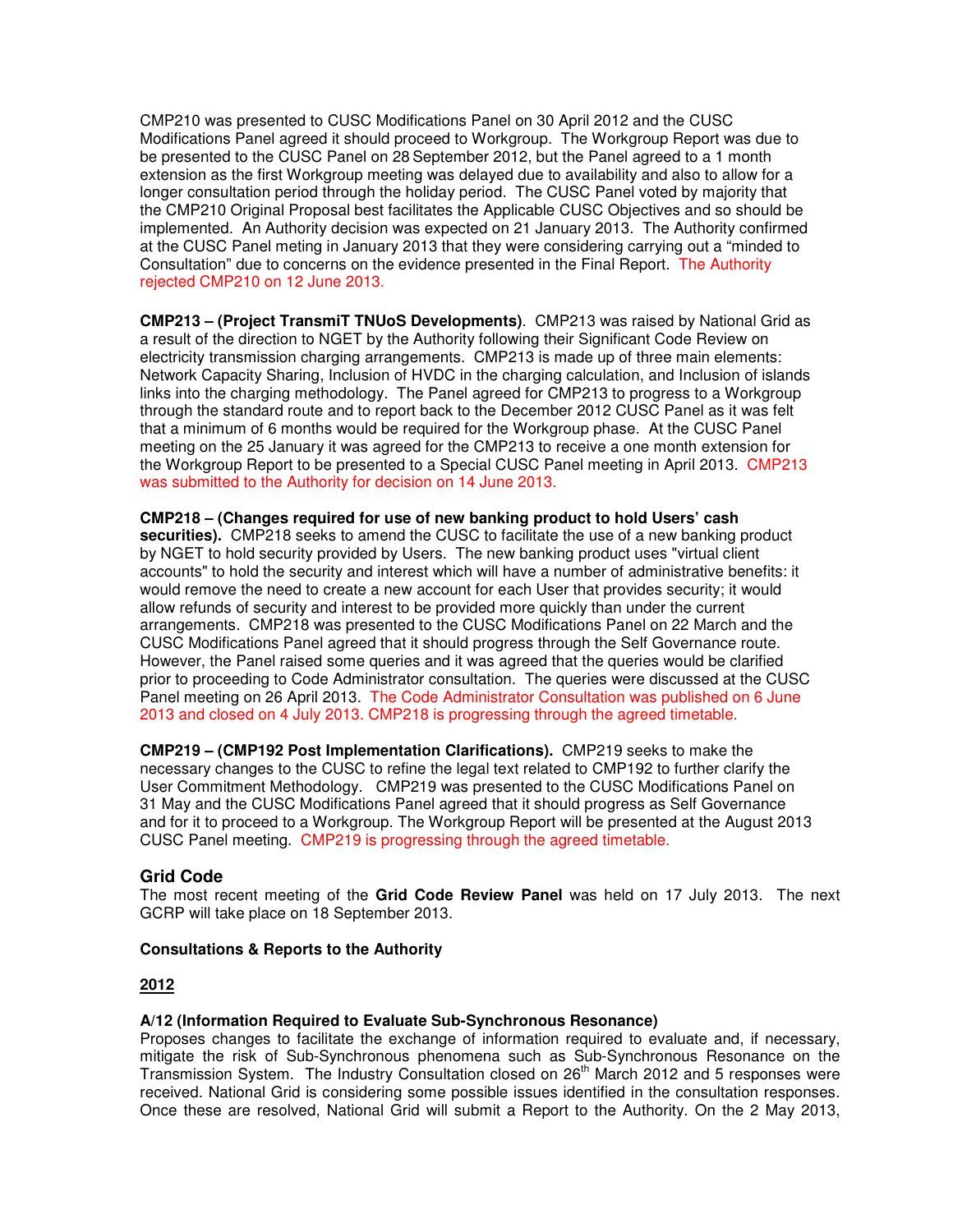CMP210 was presented to CUSC Modifications Panel on 30 April 2012 and the CUSC Modifications Panel agreed it should proceed to Workgroup. The Workgroup Report was due to be presented to the CUSC Panel on 28 September 2012, but the Panel agreed to a 1 month extension as the first Workgroup meeting was delayed due to availability and also to allow for a longer consultation period through the holiday period. The CUSC Panel voted by majority that the CMP210 Original Proposal best facilitates the Applicable CUSC Objectives and so should be implemented. An Authority decision was expected on 21 January 2013. The Authority confirmed at the CUSC Panel meting in January 2013 that they were considering carrying out a "minded to Consultation" due to concerns on the evidence presented in the Final Report. The Authority rejected CMP210 on 12 June 2013.

**CMP213 – (Project TransmiT TNUoS Developments)**. CMP213 was raised by National Grid as a result of the direction to NGET by the Authority following their Significant Code Review on electricity transmission charging arrangements. CMP213 is made up of three main elements: Network Capacity Sharing, Inclusion of HVDC in the charging calculation, and Inclusion of islands links into the charging methodology. The Panel agreed for CMP213 to progress to a Workgroup through the standard route and to report back to the December 2012 CUSC Panel as it was felt that a minimum of 6 months would be required for the Workgroup phase. At the CUSC Panel meeting on the 25 January it was agreed for the CMP213 to receive a one month extension for the Workgroup Report to be presented to a Special CUSC Panel meeting in April 2013. CMP213 was submitted to the Authority for decision on 14 June 2013.

**CMP218 – (Changes required for use of new banking product to hold Users' cash securities).** CMP218 seeks to amend the CUSC to facilitate the use of a new banking product by NGET to hold security provided by Users. The new banking product uses "virtual client accounts" to hold the security and interest which will have a number of administrative benefits: it would remove the need to create a new account for each User that provides security; it would allow refunds of security and interest to be provided more quickly than under the current arrangements. CMP218 was presented to the CUSC Modifications Panel on 22 March and the CUSC Modifications Panel agreed that it should progress through the Self Governance route. However, the Panel raised some queries and it was agreed that the queries would be clarified prior to proceeding to Code Administrator consultation. The queries were discussed at the CUSC Panel meeting on 26 April 2013. The Code Administrator Consultation was published on 6 June 2013 and closed on 4 July 2013. CMP218 is progressing through the agreed timetable.

**CMP219 – (CMP192 Post Implementation Clarifications).** CMP219 seeks to make the necessary changes to the CUSC to refine the legal text related to CMP192 to further clarify the User Commitment Methodology. CMP219 was presented to the CUSC Modifications Panel on 31 May and the CUSC Modifications Panel agreed that it should progress as Self Governance and for it to proceed to a Workgroup. The Workgroup Report will be presented at the August 2013 CUSC Panel meeting. CMP219 is progressing through the agreed timetable.

## Grid Code

The most recent meeting of the **Grid Code Review Panel** was held on 17 July 2013. The next GCRP will take place on 18 September 2013.

**Consultations & Reports to the Authority**

**2012**

**A/12 (Information Required to Evaluate Sub-Synchronous Resonance)**

Proposes changes to facilitate the exchange of information required to evaluate and, if necessary, mitigate the risk of Sub-Synchronous phenomena such as Sub-Synchronous Resonance on the Transmission System. The Industry Consultation closed on 26th March 2012 and 5 responses were received. National Grid is considering some possible issues identified in the consultation responses. Once these are resolved, National Grid will submit a Report to the Authority. On the 2 May 2013,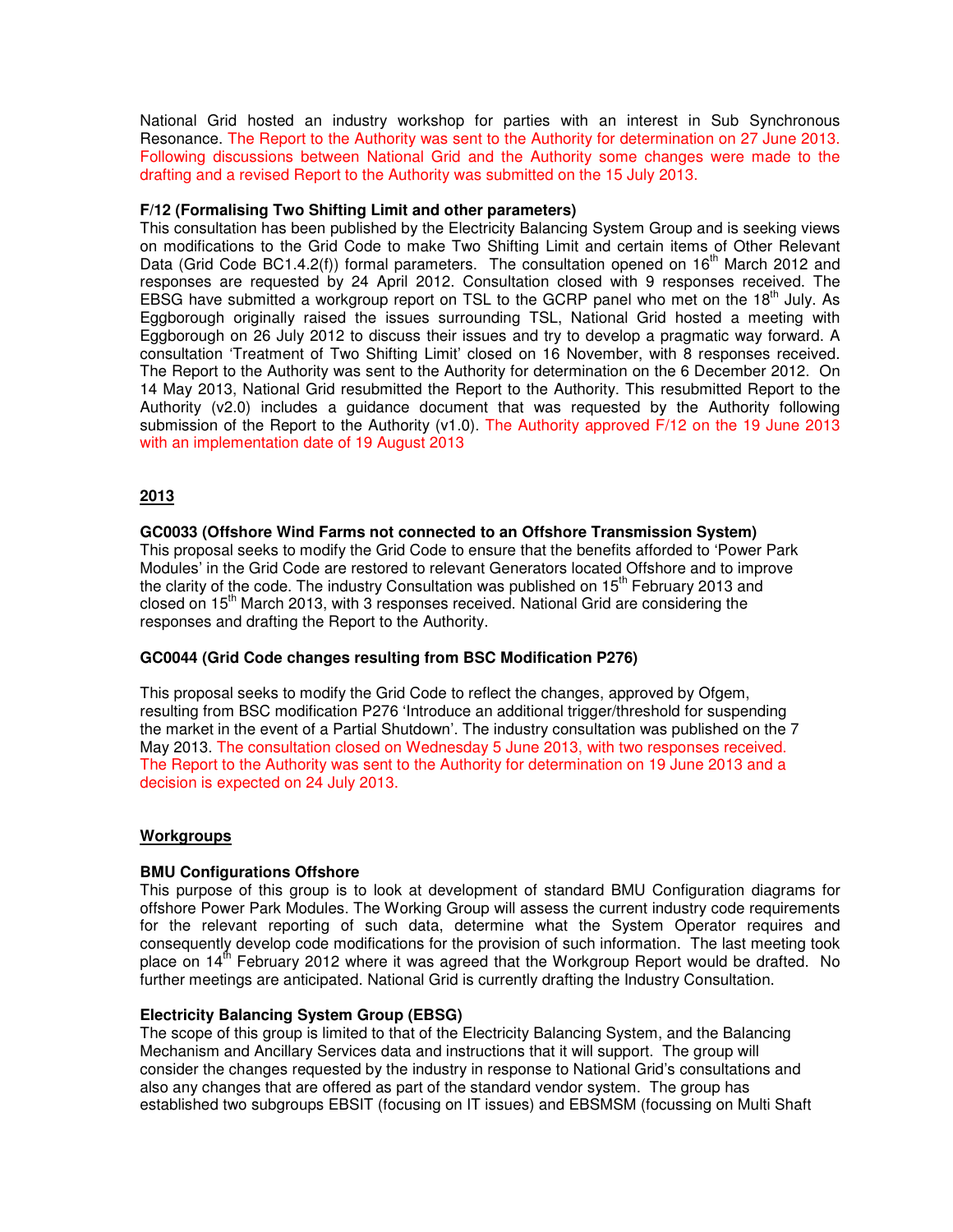National Grid hosted an industry workshop for parties with an interest in Sub Synchronous Resonance. The Report to the Authority was sent to the Authority for determination on 27 June 2013. Following discussions between National Grid and the Authority some changes were made to the drafting and a revised Report to the Authority was submitted on the 15 July 2013.

**F/12 (Formalising Two Shifting Limit and other parameters)**

This consultation has been published by the Electricity Balancing System Group and is seeking views on modifications to the Grid Code to make Two Shifting Limit and certain items of Other Relevant Data (Grid Code BC1.4.2(f)) formal parameters. The consultation opened on 16th March 2012 and responses are requested by 24 April 2012. Consultation closed with 9 responses received. The EBSG have submitted a workgroup report on TSL to the GCRP panel who met on the 18th July. As Eggborough originally raised the issues surrounding TSL, National Grid hosted a meeting with Eggborough on 26 July 2012 to discuss their issues and try to develop a pragmatic way forward. A consultation 'Treatment of Two Shifting Limit' closed on 16 November, with 8 responses received. The Report to the Authority was sent to the Authority for determination on the 6 December 2012. On 14 May 2013, National Grid resubmitted the Report to the Authority. This resubmitted Report to the Authority (v2.0) includes a guidance document that was requested by the Authority following submission of the Report to the Authority (v1.0). The Authority approved F/12 on the 19 June 2013 with an implementation date of 19 August 2013

## 2013

**GC0033 (Offshore Wind Farms not connected to an Offshore Transmission System)**

This proposal seeks to modify the Grid Code to ensure that the benefits afforded to 'Power Park Modules' in the Grid Code are restored to relevant Generators located Offshore and to improve the clarity of the code. The industry Consultation was published on 15th February 2013 and closed on 15th March 2013, with 3 responses received. National Grid are considering the responses and drafting the Report to the Authority.

**GC0044 (Grid Code changes resulting from BSC Modification P276)**

This proposal seeks to modify the Grid Code to reflect the changes, approved by Ofgem, resulting from BSC modification P276 'Introduce an additional trigger/threshold for suspending the market in the event of a Partial Shutdown'. The industry consultation was published on the 7 May 2013. The consultation closed on Wednesday 5 June 2013, with two responses received. The Report to the Authority was sent to the Authority for determination on 19 June 2013 and a decision is expected on 24 July 2013.

## Workgroups

**BMU Configurations Offshore**

This purpose of this group is to look at development of standard BMU Configuration diagrams for offshore Power Park Modules. The Working Group will assess the current industry code requirements for the relevant reporting of such data, determine what the System Operator requires and consequently develop code modifications for the provision of such information. The last meeting took place on 14th February 2012 where it was agreed that the Workgroup Report would be drafted. No further meetings are anticipated. National Grid is currently drafting the Industry Consultation.

**Electricity Balancing System Group (EBSG)**

The scope of this group is limited to that of the Electricity Balancing System, and the Balancing Mechanism and Ancillary Services data and instructions that it will support. The group will consider the changes requested by the industry in response to National Grid's consultations and also any changes that are offered as part of the standard vendor system. The group has established two subgroups EBSIT (focusing on IT issues) and EBSMSM (focussing on Multi Shaft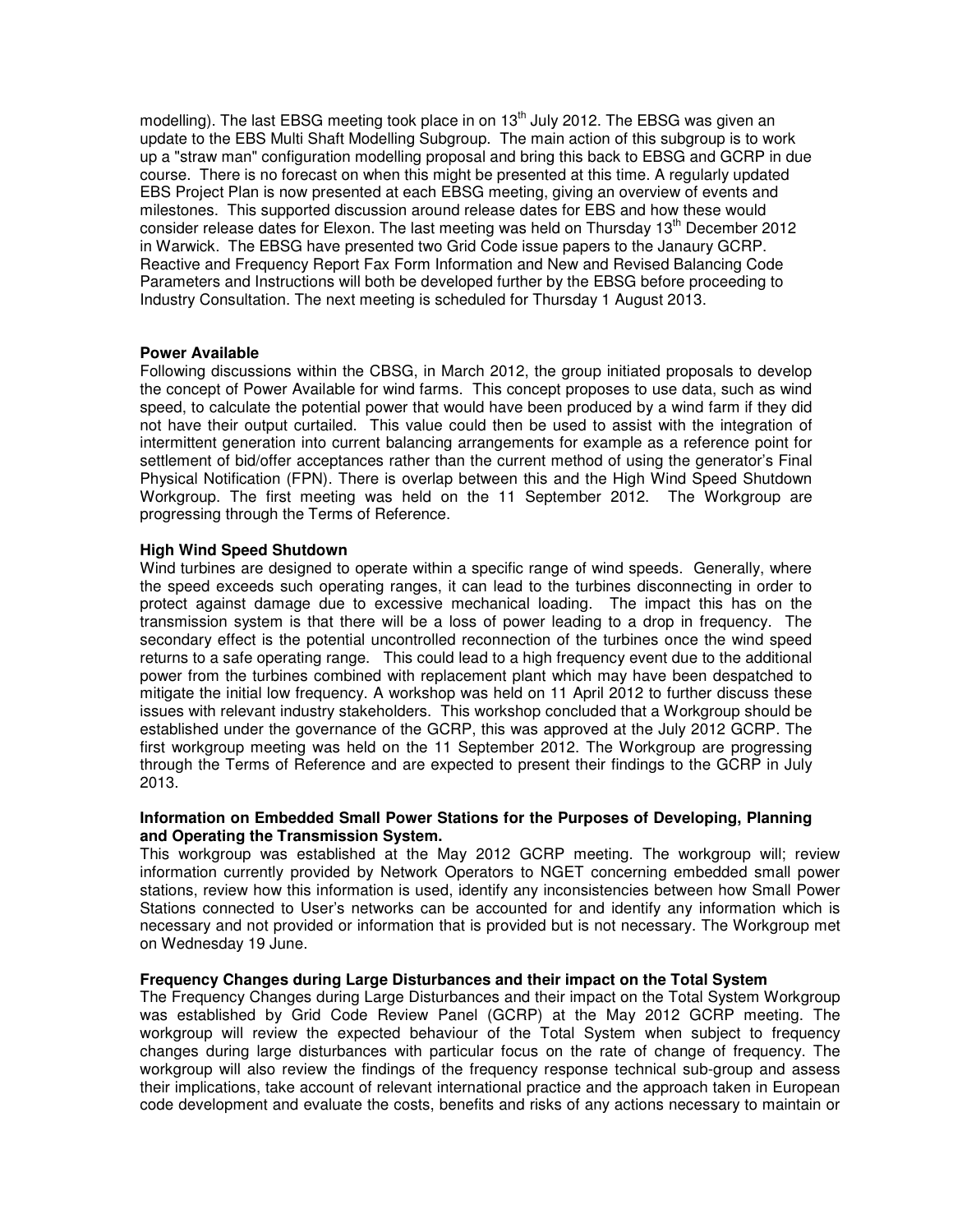modelling). The last EBSG meeting took place in on 13th July 2012. The EBSG was given an update to the EBS Multi Shaft Modelling Subgroup. The main action of this subgroup is to work up a "straw man" configuration modelling proposal and bring this back to EBSG and GCRP in due course. There is no forecast on when this might be presented at this time. A regularly updated EBS Project Plan is now presented at each EBSG meeting, giving an overview of events and milestones. This supported discussion around release dates for EBS and how these would consider release dates for Elexon. The last meeting was held on Thursday 13th December 2012 in Warwick. The EBSG have presented two Grid Code issue papers to the Janaury GCRP. Reactive and Frequency Report Fax Form Information and New and Revised Balancing Code Parameters and Instructions will both be developed further by the EBSG before proceeding to Industry Consultation. The next meeting is scheduled for Thursday 1 August 2013.

**Power Available**

Following discussions within the CBSG, in March 2012, the group initiated proposals to develop the concept of Power Available for wind farms. This concept proposes to use data, such as wind speed, to calculate the potential power that would have been produced by a wind farm if they did not have their output curtailed. This value could then be used to assist with the integration of intermittent generation into current balancing arrangements for example as a reference point for settlement of bid/offer acceptances rather than the current method of using the generator's Final Physical Notification (FPN). There is overlap between this and the High Wind Speed Shutdown Workgroup. The first meeting was held on the 11 September 2012. The Workgroup are progressing through the Terms of Reference.

**High Wind Speed Shutdown**

Wind turbines are designed to operate within a specific range of wind speeds. Generally, where the speed exceeds such operating ranges, it can lead to the turbines disconnecting in order to protect against damage due to excessive mechanical loading. The impact this has on the transmission system is that there will be a loss of power leading to a drop in frequency. The secondary effect is the potential uncontrolled reconnection of the turbines once the wind speed returns to a safe operating range. This could lead to a high frequency event due to the additional power from the turbines combined with replacement plant which may have been despatched to mitigate the initial low frequency. A workshop was held on 11 April 2012 to further discuss these issues with relevant industry stakeholders. This workshop concluded that a Workgroup should be established under the governance of the GCRP, this was approved at the July 2012 GCRP. The first workgroup meeting was held on the 11 September 2012. The Workgroup are progressing through the Terms of Reference and are expected to present their findings to the GCRP in July 2013.

**Information on Embedded Small Power Stations for the Purposes of Developing, Planning and Operating the Transmission System.**

This workgroup was established at the May 2012 GCRP meeting. The workgroup will; review information currently provided by Network Operators to NGET concerning embedded small power stations, review how this information is used, identify any inconsistencies between how Small Power Stations connected to User's networks can be accounted for and identify any information which is necessary and not provided or information that is provided but is not necessary. The Workgroup met on Wednesday 19 June.

**Frequency Changes during Large Disturbances and their impact on the Total System**

The Frequency Changes during Large Disturbances and their impact on the Total System Workgroup was established by Grid Code Review Panel (GCRP) at the May 2012 GCRP meeting. The workgroup will review the expected behaviour of the Total System when subject to frequency changes during large disturbances with particular focus on the rate of change of frequency. The workgroup will also review the findings of the frequency response technical sub-group and assess their implications, take account of relevant international practice and the approach taken in European code development and evaluate the costs, benefits and risks of any actions necessary to maintain or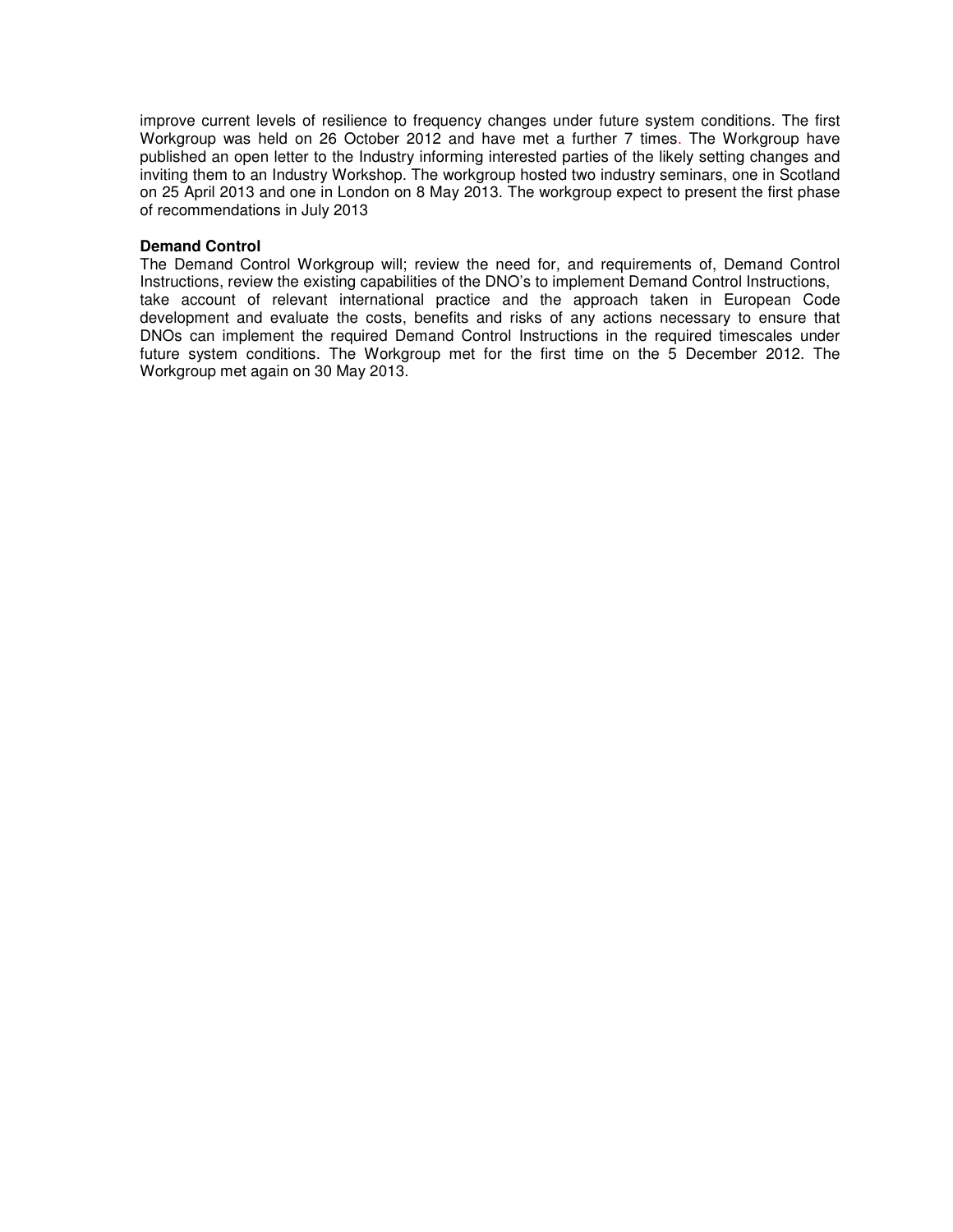improve current levels of resilience to frequency changes under future system conditions. The first Workgroup was held on 26 October 2012 and have met a further 7 times. The Workgroup have published an open letter to the Industry informing interested parties of the likely setting changes and inviting them to an Industry Workshop. The workgroup hosted two industry seminars, one in Scotland on 25 April 2013 and one in London on 8 May 2013. The workgroup expect to present the first phase of recommendations in July 2013

**Demand Control**

The Demand Control Workgroup will; review the need for, and requirements of, Demand Control Instructions, review the existing capabilities of the DNO's to implement Demand Control Instructions, take account of relevant international practice and the approach taken in European Code development and evaluate the costs, benefits and risks of any actions necessary to ensure that DNOs can implement the required Demand Control Instructions in the required timescales under future system conditions. The Workgroup met for the first time on the 5 December 2012. The Workgroup met again on 30 May 2013.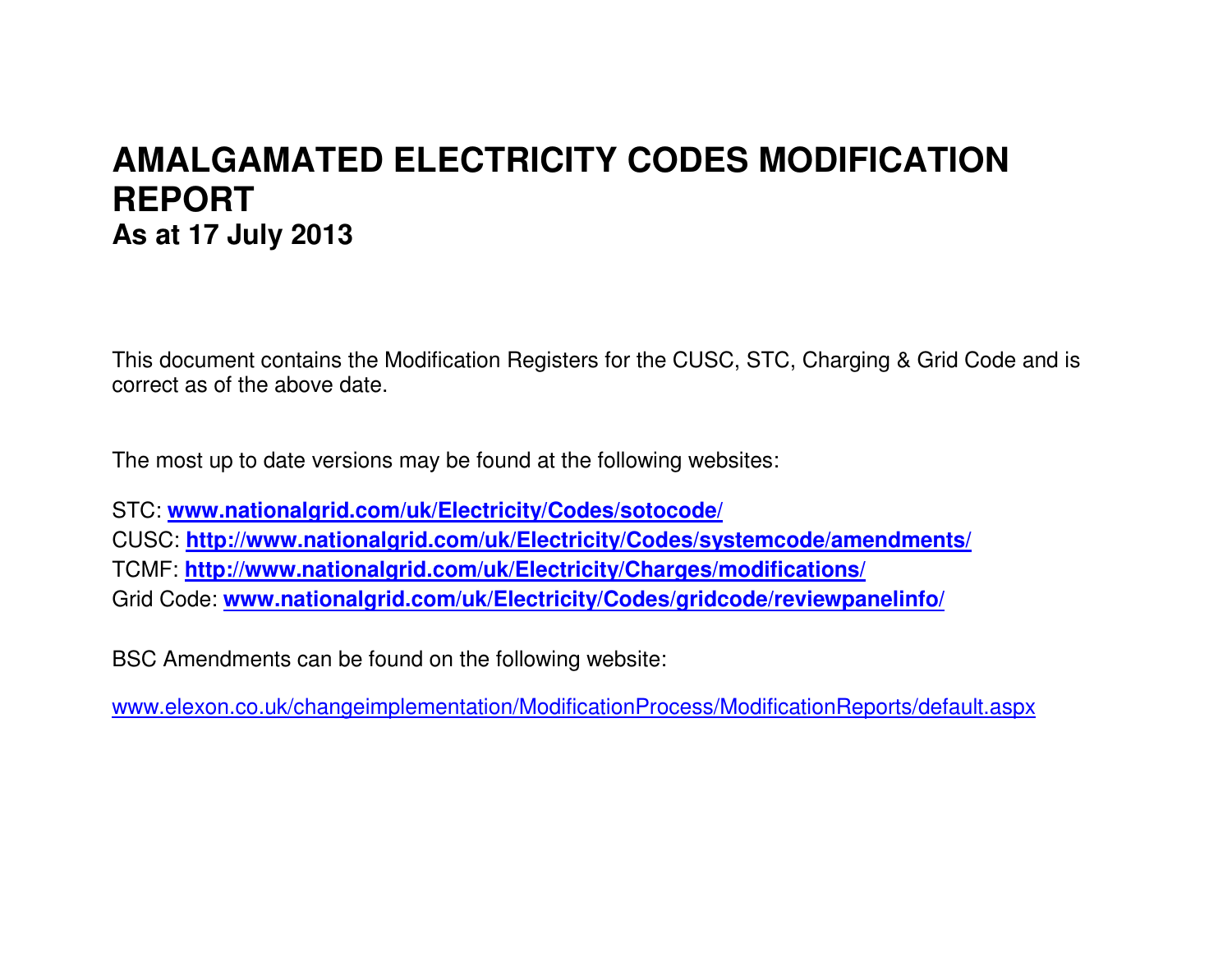# AMALGAMATED ELECTRICITY CODES MODIFICATION REPORT

## As at 17 July 2013

This document contains the Modification Registers for the CUSC, STC, Charging & Grid Code and is correct as of the above date.

The most up to date versions may be found at the following websites:

STC: **www.nationalgrid.com/uk/Electricity/Codes/sotocode/**
CUSC: **http://www.nationalgrid.com/uk/Electricity/Codes/systemcode/amendments/**
TCMF: **http://www.nationalgrid.com/uk/Electricity/Charges/modifications/**
Grid Code: **www.nationalgrid.com/uk/Electricity/Codes/gridcode/reviewpanelinfo/**

BSC Amendments can be found on the following website:

www.elexon.co.uk/changeimplementation/ModificationProcess/ModificationReports/default.aspx